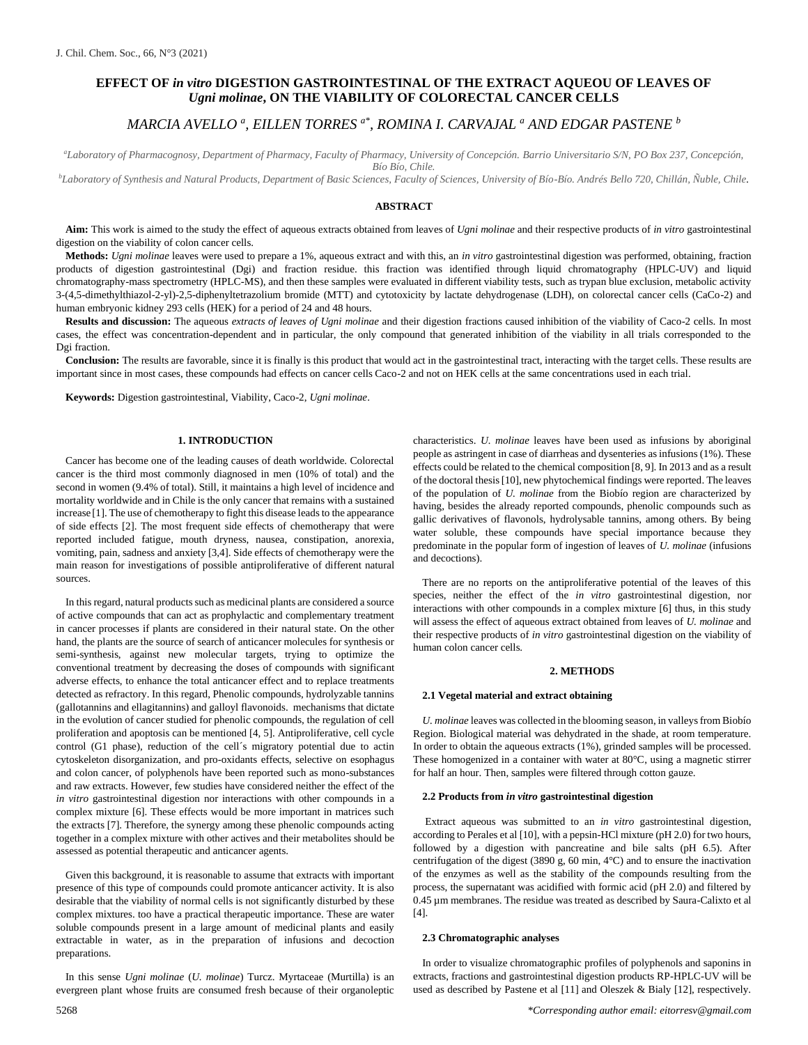# EFFECT OF *in vitro* DIGESTION GASTROINTESTINAL OF THE EXTRACT AQUEOU OF LEAVES OF *Ugni molinae*, ON THE VIABILITY OF COLORECTAL CANCER CELLS

*MARCIA AVELLO [a], EILLEN TORRES [a*], ROMINA I. CARVAJAL [a] AND EDGAR PASTENE [b]*

*[a]Laboratory of Pharmacognosy, Department of Pharmacy, Faculty of Pharmacy, University of Concepción. Barrio Universitario S/N, PO Box 237, Concepción, Bío Bío, Chile.*

*[b]Laboratory of Synthesis and Natural Products, Department of Basic Sciences, Faculty of Sciences, University of Bío-Bío. Andrés Bello 720, Chillán, Ñuble, Chile.*

## ABSTRACT

**Aim:** This work is aimed to the study the effect of aqueous extracts obtained from leaves of *Ugni molinae* and their respective products of *in vitro* gastrointestinal digestion on the viability of colon cancer cells.

**Methods:** *Ugni molinae* leaves were used to prepare a 1%, aqueous extract and with this, an *in vitro* gastrointestinal digestion was performed, obtaining, fraction products of digestion gastrointestinal (Dgi) and fraction residue. this fraction was identified through liquid chromatography (HPLC-UV) and liquid chromatography-mass spectrometry (HPLC-MS), and then these samples were evaluated in different viability tests, such as trypan blue exclusion, metabolic activity 3-(4,5-dimethylthiazol-2-yl)-2,5-diphenyltetrazolium bromide (MTT) and cytotoxicity by lactate dehydrogenase (LDH), on colorectal cancer cells (CaCo-2) and human embryonic kidney 293 cells (HEK) for a period of 24 and 48 hours.

**Results and discussion:** The aqueous *extracts of leaves of Ugni molinae* and their digestion fractions caused inhibition of the viability of Caco-2 cells. In most cases, the effect was concentration-dependent and in particular, the only compound that generated inhibition of the viability in all trials corresponded to the Dgi fraction.

**Conclusion:** The results are favorable, since it is finally is this product that would act in the gastrointestinal tract, interacting with the target cells. These results are important since in most cases, these compounds had effects on cancer cells Caco-2 and not on HEK cells at the same concentrations used in each trial.

**Keywords:** Digestion gastrointestinal, Viability, Caco-2, *Ugni molinae*.

## 1. INTRODUCTION

Cancer has become one of the leading causes of death worldwide. Colorectal cancer is the third most commonly diagnosed in men (10% of total) and the second in women (9.4% of total). Still, it maintains a high level of incidence and mortality worldwide and in Chile is the only cancer that remains with a sustained increase [1]. The use of chemotherapy to fight this disease leads to the appearance of side effects [2]. The most frequent side effects of chemotherapy that were reported included fatigue, mouth dryness, nausea, constipation, anorexia, vomiting, pain, sadness and anxiety [3,4]. Side effects of chemotherapy were the main reason for investigations of possible antiproliferative of different natural sources.

In this regard, natural products such as medicinal plants are considered a source of active compounds that can act as prophylactic and complementary treatment in cancer processes if plants are considered in their natural state. On the other hand, the plants are the source of search of anticancer molecules for synthesis or semi-synthesis, against new molecular targets, trying to optimize the conventional treatment by decreasing the doses of compounds with significant adverse effects, to enhance the total anticancer effect and to replace treatments detected as refractory. In this regard, Phenolic compounds, hydrolyzable tannins (gallotannins and ellagitannins) and galloyl flavonoids. mechanisms that dictate in the evolution of cancer studied for phenolic compounds, the regulation of cell proliferation and apoptosis can be mentioned [4, 5]. Antiproliferative, cell cycle control (G1 phase), reduction of the cell´s migratory potential due to actin cytoskeleton disorganization, and pro-oxidants effects, selective on esophagus and colon cancer, of polyphenols have been reported such as mono-substances and raw extracts. However, few studies have considered neither the effect of the *in vitro* gastrointestinal digestion nor interactions with other compounds in a complex mixture [6]. These effects would be more important in matrices such the extracts [7]. Therefore, the synergy among these phenolic compounds acting together in a complex mixture with other actives and their metabolites should be assessed as potential therapeutic and anticancer agents.

Given this background, it is reasonable to assume that extracts with important presence of this type of compounds could promote anticancer activity. It is also desirable that the viability of normal cells is not significantly disturbed by these complex mixtures. too have a practical therapeutic importance. These are water soluble compounds present in a large amount of medicinal plants and easily extractable in water, as in the preparation of infusions and decoction preparations.

In this sense *Ugni molinae* (*U. molinae*) Turcz. Myrtaceae (Murtilla) is an evergreen plant whose fruits are consumed fresh because of their organoleptic characteristics. *U. molinae* leaves have been used as infusions by aboriginal people as astringent in case of diarrheas and dysenteries as infusions (1%). These effects could be related to the chemical composition [8, 9]. In 2013 and as a result of the doctoral thesis [10], new phytochemical findings were reported. The leaves of the population of *U. molinae* from the Biobío region are characterized by having, besides the already reported compounds, phenolic compounds such as gallic derivatives of flavonols, hydrolysable tannins, among others. By being water soluble, these compounds have special importance because they predominate in the popular form of ingestion of leaves of *U. molinae* (infusions and decoctions).

There are no reports on the antiproliferative potential of the leaves of this species, neither the effect of the *in vitro* gastrointestinal digestion, nor interactions with other compounds in a complex mixture [6] thus, in this study will assess the effect of aqueous extract obtained from leaves of *U. molinae* and their respective products of *in vitro* gastrointestinal digestion on the viability of human colon cancer cells.

## 2. METHODS

### 2.1 Vegetal material and extract obtaining

*U. molinae* leaves was collected in the blooming season, in valleys from Biobío Region. Biological material was dehydrated in the shade, at room temperature. In order to obtain the aqueous extracts (1%), grinded samples will be processed. These homogenized in a container with water at 80°C, using a magnetic stirrer for half an hour. Then, samples were filtered through cotton gauze.

### 2.2 Products from *in vitro* gastrointestinal digestion

Extract aqueous was submitted to an *in vitro* gastrointestinal digestion, according to Perales et al [10], with a pepsin-HCl mixture (pH 2.0) for two hours, followed by a digestion with pancreatine and bile salts (pH 6.5). After centrifugation of the digest (3890 g, 60 min, 4°C) and to ensure the inactivation of the enzymes as well as the stability of the compounds resulting from the process, the supernatant was acidified with formic acid (pH 2.0) and filtered by 0.45 µm membranes. The residue was treated as described by Saura-Calixto et al [4].

### 2.3 Chromatographic analyses

In order to visualize chromatographic profiles of polyphenols and saponins in extracts, fractions and gastrointestinal digestion products RP-HPLC-UV will be used as described by Pastene et al [11] and Oleszek & Bialy [12], respectively.

*Corresponding author email: eitorresv@gmail.com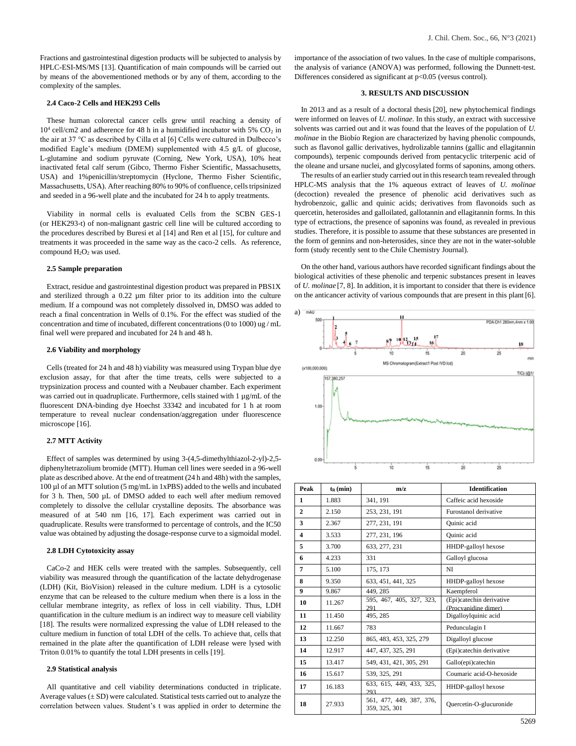Fractions and gastrointestinal digestion products will be subjected to analysis by HPLC-ESI-MS/MS [13]. Quantification of main compounds will be carried out by means of the abovementioned methods or by any of them, according to the complexity of the samples.

### 2.4 Caco-2 Cells and HEK293 Cells

These human colorectal cancer cells grew until reaching a density of $10^4$ cell/cm2 and adherence for 48 h in a humidified incubator with 5% $CO_2$ in the air at 37 °C as described by Cilla et al [6] Cells were cultured in Dulbecco's modified Eagle's medium (DMEM) supplemented with 4.5 g/L of glucose, L-glutamine and sodium pyruvate (Corning, New York, USA), 10% heat inactivated fetal calf serum (Gibco, Thermo Fisher Scientific, Massachusetts, USA) and 1%penicillin/streptomycin (Hyclone, Thermo Fisher Scientific, Massachusetts, USA). After reaching 80% to 90% of confluence, cells tripsinized and seeded in a 96-well plate and the incubated for 24 h to apply treatments.

Viability in normal cells is evaluated Cells from the SCBN GES-1 (or HEK293-t) of non-malignant gastric cell line will be cultured according to the procedures described by Buresi et al [14] and Ren et al [15], for culture and treatments it was proceeded in the same way as the caco-2 cells. As reference, compound $H_2O_2$ was used.

### 2.5 Sample preparation

Extract, residue and gastrointestinal digestion product was prepared in PBS1X and sterilized through a 0.22 µm filter prior to its addition into the culture medium. If a compound was not completely dissolved in, DMSO was added to reach a final concentration in Wells of 0.1%. For the effect was studied of the concentration and time of incubated, different concentrations (0 to 1000) ug / mL final well were prepared and incubated for 24 h and 48 h.

### 2.6 Viability and morphology

Cells (treated for 24 h and 48 h) viability was measured using Trypan blue dye exclusion assay, for that after the time treats, cells were subjected to a trypsinization process and counted with a Neubauer chamber. Each experiment was carried out in quadruplicate. Furthermore, cells stained with 1 µg/mL of the fluorescent DNA-binding dye Hoechst 33342 and incubated for 1 h at room temperature to reveal nuclear condensation/aggregation under fluorescence microscope [16].

### 2.7 MTT Activity

Effect of samples was determined by using 3-(4,5-dimethylthiazol-2-yl)-2,5-diphenyltetrazolium bromide (MTT). Human cell lines were seeded in a 96-well plate as described above. At the end of treatment (24 h and 48h) with the samples, 100 µl of an MTT solution (5 mg/mL in 1xPBS) added to the wells and incubated for 3 h. Then, 500 µL of DMSO added to each well after medium removed completely to dissolve the cellular crystalline deposits. The absorbance was measured of at 540 nm [16, 17]. Each experiment was carried out in quadruplicate. Results were transformed to percentage of controls, and the IC50 value was obtained by adjusting the dosage-response curve to a sigmoidal model.

### 2.8 LDH Cytotoxicity assay

CaCo-2 and HEK cells were treated with the samples. Subsequently, cell viability was measured through the quantification of the lactate dehydrogenase (LDH) (Kit, BioVision) released in the culture medium. LDH is a cytosolic enzyme that can be released to the culture medium when there is a loss in the cellular membrane integrity, as reflex of loss in cell viability. Thus, LDH quantification in the culture medium is an indirect way to measure cell viability [18]. The results were normalized expressing the value of LDH released to the culture medium in function of total LDH of the cells. To achieve that, cells that remained in the plate after the quantification of LDH release were lysed with Triton 0.01% to quantify the total LDH presents in cells [19].

### 2.9 Statistical analysis

All quantitative and cell viability determinations conducted in triplicate. Average values (± SD) were calculated. Statistical tests carried out to analyze the correlation between values. Student's t was applied in order to determine the importance of the association of two values. In the case of multiple comparisons, the analysis of variance (ANOVA) was performed, following the Dunnett-test. Differences considered as significant at $p<0.05$ (versus control).

## 3. RESULTS AND DISCUSSION

In 2013 and as a result of a doctoral thesis [20], new phytochemical findings were informed on leaves of *U. molinae*. In this study, an extract with successive solvents was carried out and it was found that the leaves of the population of *U. molinae* in the Biobío Region are characterized by having phenolic compounds, such as flavonol gallic derivatives, hydrolizable tannins (gallic and ellagitannin compounds), terpenic compounds derived from pentacyclic triterpenic acid of the oleane and ursane nuclei, and glycosylated forms of saponins, among others.

The results of an earlier study carried out in this research team revealed through HPLC-MS analysis that the 1% aqueous extract of leaves of *U. molinae* (decoction) revealed the presence of phenolic acid derivatives such as hydrobenzoic, gallic and quinic acids; derivatives from flavonoids such as quercetin, heterosides and galloilated, gallotannin and ellagitannin forms. In this type of ectractions, the presence of saponins was found, as revealed in previous studies. Therefore, it is possible to assume that these substances are presented in the form of gennins and non-heterosides, since they are not in the water-soluble form (study recently sent to the Chile Chemistry Journal).

On the other hand, various authors have recorded significant findings about the biological activities of these phenolic and terpenic substances present in leaves of *U. molinae* [7, 8]. In addition, it is important to consider that there is evidence on the anticancer activity of various compounds that are present in this plant [6].

a)

| Peak | $t_R$ (min) | m/z | Identification |
|---|---|---|---|
| 1 | 1.883 | 341, 191 | Caffeic acid hexoside |
| 2 | 2.150 | 253, 231, 191 | Furostanol derivative |
| 3 | 2.367 | 277, 231, 191 | Quinic acid |
| 4 | 3.533 | 277, 231, 196 | Quinic acid |
| 5 | 3.700 | 633, 277, 231 | HHDP-galloyl hexose |
| 6 | 4.233 | 331 | Galloyl glucosa |
| 7 | 5.100 | 175, 173 | NI |
| 8 | 9.350 | 633, 451, 441, 325 | HHDP-galloyl hexose |
| 9 | 9.867 | 449, 285 | Kaempferol |
| 10 | 11.267 | 595, 467, 405, 327, 323, 291 | (Epi)catechin derivative (Procyanidine dimer) |
| 11 | 11.450 | 495, 285 | Digalloylquinic acid |
| 12 | 11.667 | 783 | Pedunculagin I |
| 13 | 12.250 | 865, 483, 453, 325, 279 | Digalloyl glucose |
| 14 | 12.917 | 447, 437, 325, 291 | (Epi)catechin derivative |
| 15 | 13.417 | 549, 431, 421, 305, 291 | Gallo(epi)catechin |
| 16 | 15.617 | 539, 325, 291 | Coumaric acid-O-hexoside |
| 17 | 16.183 | 633, 615, 449, 433, 325, 293 | HHDP-galloyl hexose |
| 18 | 27.933 | 561, 477, 449, 387, 376, 359, 325, 301 | Quercetin-O-glucuronide |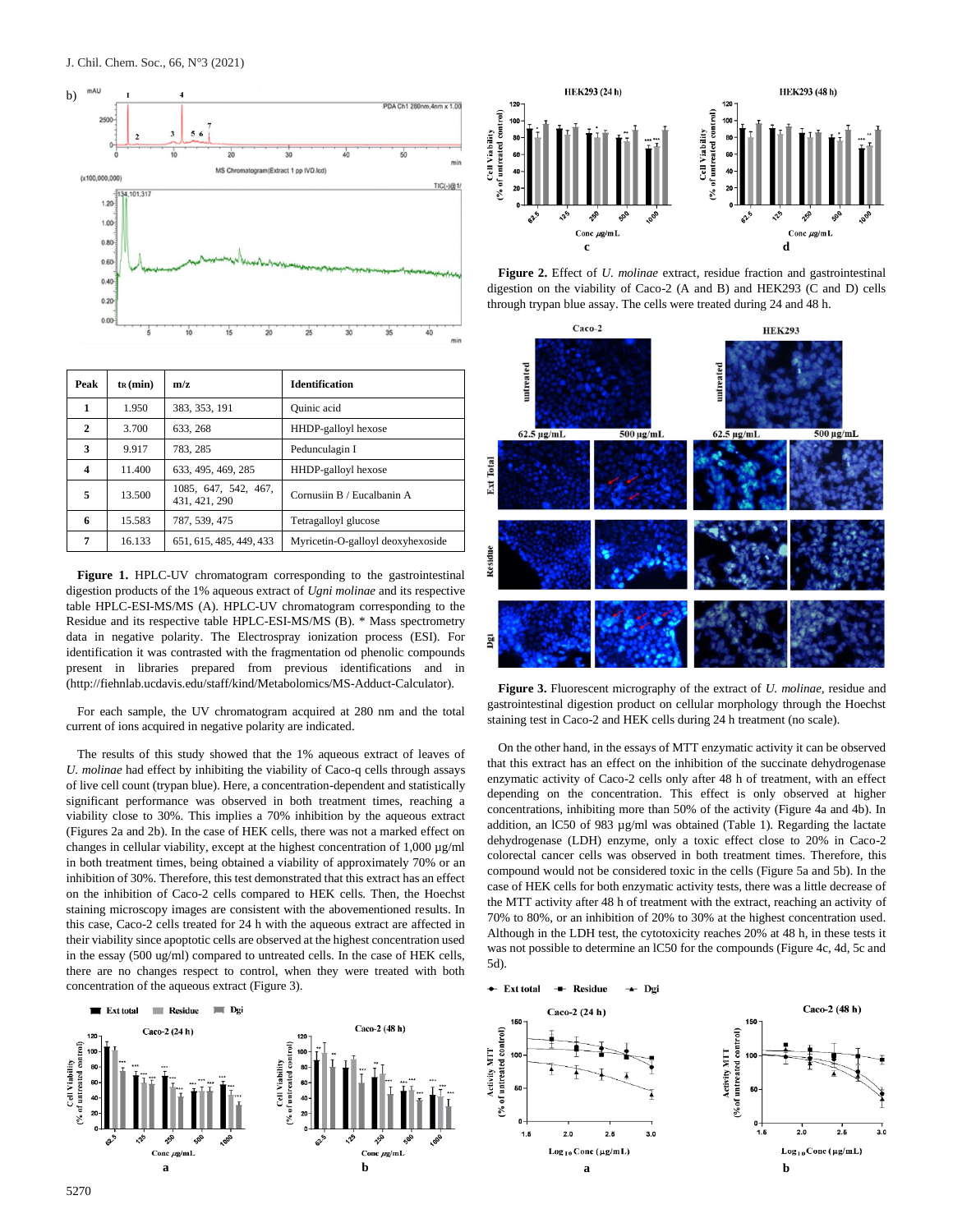| Peak | tR (min) | m/z | Identification |
|---|---|---|---|
| 1 | 1.950 | 383, 353, 191 | Quinic acid |
| 2 | 3.700 | 633, 268 | HHDP-galloyl hexose |
| 3 | 9.917 | 783, 285 | Pedunculagin I |
| 4 | 11.400 | 633, 495, 469, 285 | HHDP-galloyl hexose |
| 5 | 13.500 | 1085, 647, 542, 467, 431, 421, 290 | Cornusiin B / Eucalbanin A |
| 6 | 15.583 | 787, 539, 475 | Tetragalloyl glucose |
| 7 | 16.133 | 651, 615, 485, 449, 433 | Myricetin-O-galloyl deoxyhexoside |

**Figure 1.** HPLC-UV chromatogram corresponding to the gastrointestinal digestion products of the 1% aqueous extract of *Ugni molinae* and its respective table HPLC-ESI-MS/MS (A). HPLC-UV chromatogram corresponding to the Residue and its respective table HPLC-ESI-MS/MS (B). * Mass spectrometry data in negative polarity. The Electrospray ionization process (ESI). For identification it was contrasted with the fragmentation od phenolic compounds present in libraries prepared from previous identifications and in (http://fiehnlab.ucdavis.edu/staff/kind/Metabolomics/MS-Adduct-Calculator).

For each sample, the UV chromatogram acquired at 280 nm and the total current of ions acquired in negative polarity are indicated.

The results of this study showed that the 1% aqueous extract of leaves of *U. molinae* had effect by inhibiting the viability of Caco-q cells through assays of live cell count (trypan blue). Here, a concentration-dependent and statistically significant performance was observed in both treatment times, reaching a viability close to 30%. This implies a 70% inhibition by the aqueous extract (Figures 2a and 2b). In the case of HEK cells, there was not a marked effect on changes in cellular viability, except at the highest concentration of 1,000 µg/ml in both treatment times, being obtained a viability of approximately 70% or an inhibition of 30%. Therefore, this test demonstrated that this extract has an effect on the inhibition of Caco-2 cells compared to HEK cells. Then, the Hoechst staining microscopy images are consistent with the abovementioned results. In this case, Caco-2 cells treated for 24 h with the aqueous extract are affected in their viability since apoptotic cells are observed at the highest concentration used in the essay (500 ug/ml) compared to untreated cells. In the case of HEK cells, there are no changes respect to control, when they were treated with both concentration of the aqueous extract (Figure 3).

**Figure 2.** Effect of *U. molinae* extract, residue fraction and gastrointestinal digestion on the viability of Caco-2 (A and B) and HEK293 (C and D) cells through trypan blue assay. The cells were treated during 24 and 48 h.

**Figure 3.** Fluorescent micrography of the extract of *U. molinae,* residue and gastrointestinal digestion product on cellular morphology through the Hoechst staining test in Caco-2 and HEK cells during 24 h treatment (no scale).

On the other hand, in the essays of MTT enzymatic activity it can be observed that this extract has an effect on the inhibition of the succinate dehydrogenase enzymatic activity of Caco-2 cells only after 48 h of treatment, with an effect depending on the concentration. This effect is only observed at higher concentrations, inhibiting more than 50% of the activity (Figure 4a and 4b). In addition, an IC50 of 983 µg/ml was obtained (Table 1). Regarding the lactate dehydrogenase (LDH) enzyme, only a toxic effect close to 20% in Caco-2 colorectal cancer cells was observed in both treatment times. Therefore, this compound would not be considered toxic in the cells (Figure 5a and 5b). In the case of HEK cells for both enzymatic activity tests, there was a little decrease of the MTT activity after 48 h of treatment with the extract, reaching an activity of 70% to 80%, or an inhibition of 20% to 30% at the highest concentration used. Although in the LDH test, the cytotoxicity reaches 20% at 48 h, in these tests it was not possible to determine an IC50 for the compounds (Figure 4c, 4d, 5c and 5d).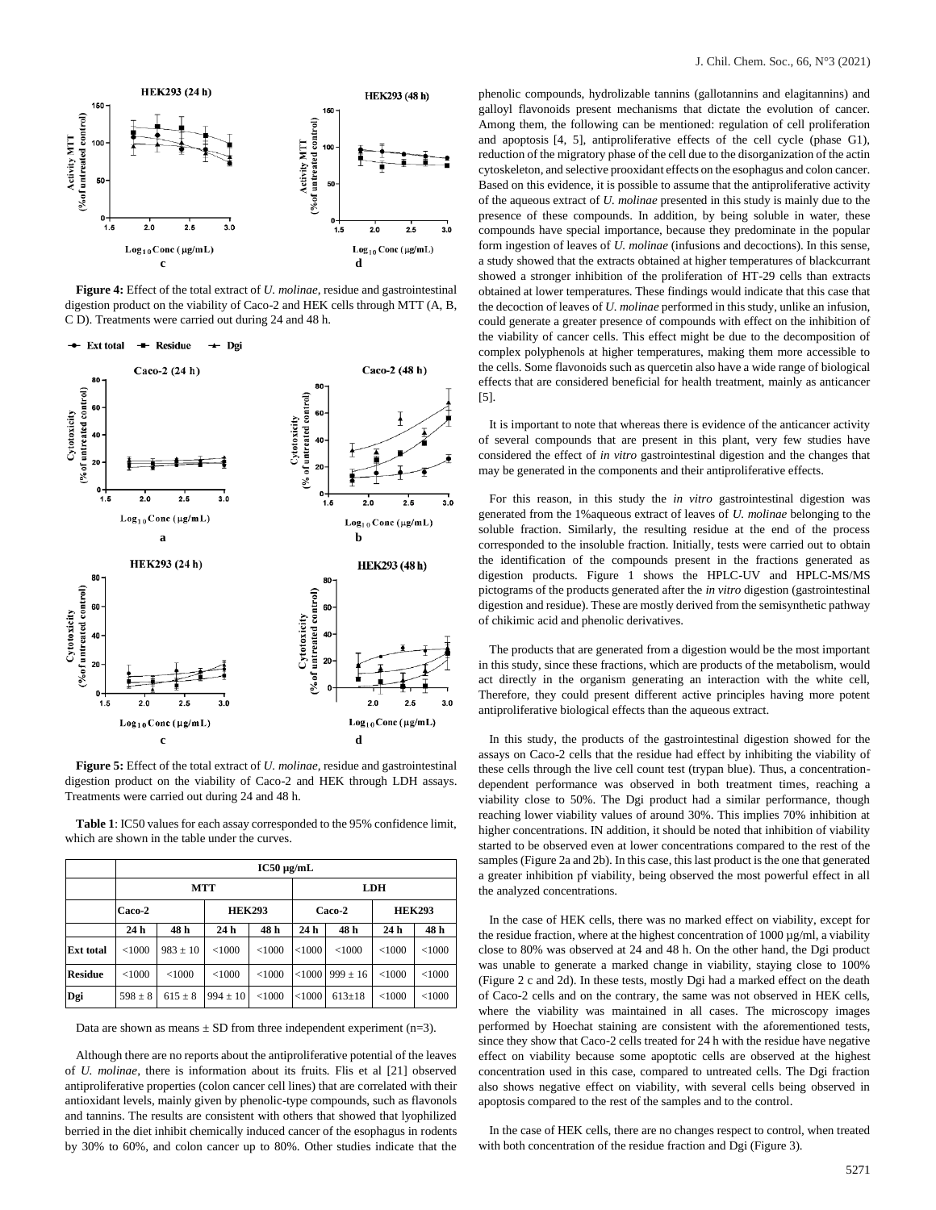**Figure 4:** Effect of the total extract of *U. molinae*, residue and gastrointestinal digestion product on the viability of Caco-2 and HEK cells through MTT (A, B, C D). Treatments were carried out during 24 and 48 h.

**Figure 5:** Effect of the total extract of *U. molinae*, residue and gastrointestinal digestion product on the viability of Caco-2 and HEK through LDH assays. Treatments were carried out during 24 and 48 h.

**Table 1**: IC50 values for each assay corresponded to the 95% confidence limit, which are shown in the table under the curves.

| | IC50 µg/mL | | | | | | | |
|---|---|---|---|---|---|---|---|---|
| | MTT | | | | LDH | | | |
| | Caco-2 | | HEK293 | | Caco-2 | | HEK293 | |
| | 24 h | 48 h | 24 h | 48 h | 24 h | 48 h | 24 h | 48 h |
| **Ext total** | <1000 | 983 ± 10 | <1000 | <1000 | <1000 | <1000 | <1000 | <1000 |
| **Residue** | <1000 | <1000 | <1000 | <1000 | <1000 | 999 ± 16 | <1000 | <1000 |
| **Dgi** | 598 ± 8 | 615 ± 8 | 994 ± 10 | <1000 | <1000 | 613±18 | <1000 | <1000 |

Data are shown as means ± SD from three independent experiment (n=3).

Although there are no reports about the antiproliferative potential of the leaves of *U. molinae*, there is information about its fruits. Flis et al [21] observed antiproliferative properties (colon cancer cell lines) that are correlated with their antioxidant levels, mainly given by phenolic-type compounds, such as flavonols and tannins. The results are consistent with others that showed that lyophilized berried in the diet inhibit chemically induced cancer of the esophagus in rodents by 30% to 60%, and colon cancer up to 80%. Other studies indicate that the phenolic compounds, hydrolizable tannins (gallotannins and elagitannins) and galloyl flavonoids present mechanisms that dictate the evolution of cancer. Among them, the following can be mentioned: regulation of cell proliferation and apoptosis [4, 5], antiproliferative effects of the cell cycle (phase G1), reduction of the migratory phase of the cell due to the disorganization of the actin cytoskeleton, and selective prooxidant effects on the esophagus and colon cancer. Based on this evidence, it is possible to assume that the antiproliferative activity of the aqueous extract of *U. molinae* presented in this study is mainly due to the presence of these compounds. In addition, by being soluble in water, these compounds have special importance, because they predominate in the popular form ingestion of leaves of *U. molinae* (infusions and decoctions). In this sense, a study showed that the extracts obtained at higher temperatures of blackcurrant showed a stronger inhibition of the proliferation of HT-29 cells than extracts obtained at lower temperatures. These findings would indicate that this case that the decoction of leaves of *U. molinae* performed in this study, unlike an infusion, could generate a greater presence of compounds with effect on the inhibition of the viability of cancer cells. This effect might be due to the decomposition of complex polyphenols at higher temperatures, making them more accessible to the cells. Some flavonoids such as quercetin also have a wide range of biological effects that are considered beneficial for health treatment, mainly as anticancer [5].

It is important to note that whereas there is evidence of the anticancer activity of several compounds that are present in this plant, very few studies have considered the effect of *in vitro* gastrointestinal digestion and the changes that may be generated in the components and their antiproliferative effects.

For this reason, in this study the *in vitro* gastrointestinal digestion was generated from the 1%aqueous extract of leaves of *U. molinae* belonging to the soluble fraction. Similarly, the resulting residue at the end of the process corresponded to the insoluble fraction. Initially, tests were carried out to obtain the identification of the compounds present in the fractions generated as digestion products. Figure 1 shows the HPLC-UV and HPLC-MS/MS pictograms of the products generated after the *in vitro* digestion (gastrointestinal digestion and residue). These are mostly derived from the semisynthetic pathway of chikimic acid and phenolic derivatives.

The products that are generated from a digestion would be the most important in this study, since these fractions, which are products of the metabolism, would act directly in the organism generating an interaction with the white cell, Therefore, they could present different active principles having more potent antiproliferative biological effects than the aqueous extract.

In this study, the products of the gastrointestinal digestion showed for the assays on Caco-2 cells that the residue had effect by inhibiting the viability of these cells through the live cell count test (trypan blue). Thus, a concentration-dependent performance was observed in both treatment times, reaching a viability close to 50%. The Dgi product had a similar performance, though reaching lower viability values of around 30%. This implies 70% inhibition at higher concentrations. IN addition, it should be noted that inhibition of viability started to be observed even at lower concentrations compared to the rest of the samples (Figure 2a and 2b). In this case, this last product is the one that generated a greater inhibition pf viability, being observed the most powerful effect in all the analyzed concentrations.

In the case of HEK cells, there was no marked effect on viability, except for the residue fraction, where at the highest concentration of 1000 µg/ml, a viability close to 80% was observed at 24 and 48 h. On the other hand, the Dgi product was unable to generate a marked change in viability, staying close to 100% (Figure 2 c and 2d). In these tests, mostly Dgi had a marked effect on the death of Caco-2 cells and on the contrary, the same was not observed in HEK cells, where the viability was maintained in all cases. The microscopy images performed by Hoechat staining are consistent with the aforementioned tests, since they show that Caco-2 cells treated for 24 h with the residue have negative effect on viability because some apoptotic cells are observed at the highest concentration used in this case, compared to untreated cells. The Dgi fraction also shows negative effect on viability, with several cells being observed in apoptosis compared to the rest of the samples and to the control.

In the case of HEK cells, there are no changes respect to control, when treated with both concentration of the residue fraction and Dgi (Figure 3).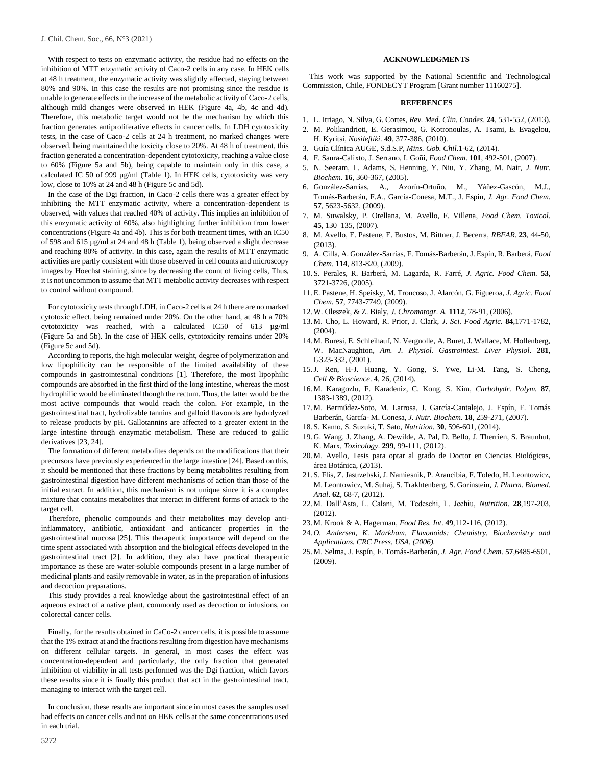With respect to tests on enzymatic activity, the residue had no effects on the inhibition of MTT enzymatic activity of Caco-2 cells in any case. In HEK cells at 48 h treatment, the enzymatic activity was slightly affected, staying between 80% and 90%. In this case the results are not promising since the residue is unable to generate effects in the increase of the metabolic activity of Caco-2 cells, although mild changes were observed in HEK (Figure 4a, 4b, 4c and 4d). Therefore, this metabolic target would not be the mechanism by which this fraction generates antiproliferative effects in cancer cells. In LDH cytotoxicity tests, in the case of Caco-2 cells at 24 h treatment, no marked changes were observed, being maintained the toxicity close to 20%. At 48 h of treatment, this fraction generated a concentration-dependent cytotoxicity, reaching a value close to 60% (Figure 5a and 5b), being capable to maintain only in this case, a calculated IC 50 of 999 µg/ml (Table 1). In HEK cells, cytotoxicity was very low, close to 10% at 24 and 48 h (Figure 5c and 5d).

In the case of the Dgi fraction, in Caco-2 cells there was a greater effect by inhibiting the MTT enzymatic activity, where a concentration-dependent is observed, with values that reached 40% of activity. This implies an inhibition of this enzymatic activity of 60%, also highlighting further inhibition from lower concentrations (Figure 4a and 4b). This is for both treatment times, with an IC50 of 598 and 615 µg/ml at 24 and 48 h (Table 1), being observed a slight decrease and reaching 80% of activity. In this case, again the results of MTT enzymatic activities are partly consistent with those observed in cell counts and microscopy images by Hoechst staining, since by decreasing the count of living cells, Thus, it is not uncommon to assume that MTT metabolic activity decreases with respect to control without compound.

For cytotoxicity tests through LDH, in Caco-2 cells at 24 h there are no marked cytotoxic effect, being remained under 20%. On the other hand, at 48 h a 70% cytotoxicity was reached, with a calculated IC50 of 613 µg/ml (Figure 5a and 5b). In the case of HEK cells, cytotoxicity remains under 20% (Figure 5c and 5d).

According to reports, the high molecular weight, degree of polymerization and low lipophilicity can be responsible of the limited availability of these compounds in gastrointestinal conditions [1]. Therefore, the most lipophilic compounds are absorbed in the first third of the long intestine, whereas the most hydrophilic would be eliminated though the rectum. Thus, the latter would be the most active compounds that would reach the colon. For example, in the gastrointestinal tract, hydrolizable tannins and galloid flavonols are hydrolyzed to release products by pH. Gallotannins are affected to a greater extent in the large intestine through enzymatic metabolism. These are reduced to gallic derivatives [23, 24].

The formation of different metabolites depends on the modifications that their precursors have previously experienced in the large intestine [24]. Based on this, it should be mentioned that these fractions by being metabolites resulting from gastrointestinal digestion have different mechanisms of action than those of the initial extract. In addition, this mechanism is not unique since it is a complex mixture that contains metabolites that interact in different forms of attack to the target cell.

Therefore, phenolic compounds and their metabolites may develop anti-inflammatory, antibiotic, antioxidant and anticancer properties in the gastrointestinal mucosa [25]. This therapeutic importance will depend on the time spent associated with absorption and the biological effects developed in the gastrointestinal tract [2]. In addition, they also have practical therapeutic importance as these are water-soluble compounds present in a large number of medicinal plants and easily removable in water, as in the preparation of infusions and decoction preparations.

This study provides a real knowledge about the gastrointestinal effect of an aqueous extract of a native plant, commonly used as decoction or infusions, on colorectal cancer cells.

Finally, for the results obtained in CaCo-2 cancer cells, it is possible to assume that the 1% extract at and the fractions resulting from digestion have mechanisms on different cellular targets. In general, in most cases the effect was concentration-dependent and particularly, the only fraction that generated inhibition of viability in all tests performed was the Dgi fraction, which favors these results since it is finally this product that act in the gastrointestinal tract, managing to interact with the target cell.

In conclusion, these results are important since in most cases the samples used had effects on cancer cells and not on HEK cells at the same concentrations used in each trial.

## ACKNOWLEDGMENTS

This work was supported by the National Scientific and Technological Commission, Chile, FONDECYT Program [Grant number 11160275].

## REFERENCES

1. L. Itriago, N. Silva, G. Cortes, *Rev. Med. Clin. Condes*. **24**, 531-552, (2013).
2. M. Polikandrioti, E. Gerasimou, G. Kotronoulas, A. Tsami, E. Evagelou, H. Kyritsi, *Nosileftiki*. **49**, 377-386, (2010).
3. Guía Clínica AUGE, S.d.S.P, *Mins. Gob. Chil*.1-62, (2014).
4. F. Saura-Calixto, J. Serrano, I. Goñi, *Food Chem*. **101**, 492-501, (2007).
5. N. Seeram, L. Adams, S. Henning, Y. Niu, Y. Zhang, M. Nair, *J. Nutr. Biochem*. **16**, 360-367, (2005).
6. González-Sarrías, A., Azorín-Ortuño, M., Yáñez-Gascón, M.J., Tomás-Barberán, F.A., García-Conesa, M.T., J. Espín, *J. Agr. Food Chem.* **57**, 5623-5632, (2009).
7. M. Suwalsky, P. Orellana, M. Avello, F. Villena, *Food Chem. Toxicol*. **45**, 130–135, (2007).
8. M. Avello, E. Pastene, E. Bustos, M. Bittner, J. Becerra, *RBFAR.* **23**, 44-50, (2013).
9. A. Cilla, A. González-Sarrías, F. Tomás-Barberán, J. Espín, R. Barberá, *Food Chem*. **114**, 813-820, (2009).
10. S. Perales, R. Barberá, M. Lagarda, R. Farré, *J. Agric. Food Chem.* **53**, 3721-3726, (2005).
11. E. Pastene, H. Speisky, M. Troncoso, J. Alarcón, G. Figueroa, *J. Agric. Food Chem.* **57**, 7743-7749, (2009).
12. W. Oleszek, & Z. Bialy, *J. Chromatogr. A.* **1112**, 78-91, (2006).
13. M. Cho, L. Howard, R. Prior, J. Clark, *J. Sci. Food Agric.* **84**,1771-1782, (2004).
14. M. Buresi, E. Schleihauf, N. Vergnolle, A. Buret, J. Wallace, M. Hollenberg, W. MacNaughton, *Am. J. Physiol. Gastrointest. Liver Physiol*. **281**, G323-332, (2001).
15. J. Ren, H-J. Huang, Y. Gong, S. Ywe, Li-M. Tang, S. Cheng, *Cell & Bioscience*. **4**, 26, (2014).
16. M. Karagozlu, F. Karadeniz, C. Kong, S. Kim, *Carbohydr. Polym.* **87**, 1383-1389, (2012).
17. M. Bermúdez-Soto, M. Larrosa, J. García-Cantalejo, J. Espín, F. Tomás Barberán, García- M. Conesa, *J. Nutr. Biochem.* **18**, 259-271, (2007).
18. S. Kamo, S. Suzuki, T. Sato, *Nutrition*. **30**, 596-601, (2014).
19. G. Wang, J. Zhang, A. Dewilde, A. Pal, D. Bello, J. Therrien, S. Braunhut, K. Marx, *Toxicology*. **299**, 99-111, (2012).
20. M. Avello, Tesis para optar al grado de Doctor en Ciencias Biológicas, área Botánica, (2013).
21. S. Flis, Z. Jastrzebski, J. Namiesnik, P. Arancibia, F. Toledo, H. Leontowicz, M. Leontowicz, M. Suhaj, S. Trakhtenberg, S. Gorinstein, *J. Pharm. Biomed. Anal*. **62**, 68-7, (2012).
22. M. Dall'Asta, L. Calani, M. Tedeschi, L. Jechiu, *Nutrition*. **28**,197-203, (2012).
23. M. Krook & A. Hagerman, *Food Res. Int*. **49**,112-116, (2012).
24. *O. Andersen, K. Markham, Flavonoids: Chemistry, Biochemistry and Applications. CRC Press, USA, (2006).*
25. M. Selma, J. Espín, F. Tomás-Barberán, *J. Agr. Food Chem*. **57**,6485-6501, (2009).